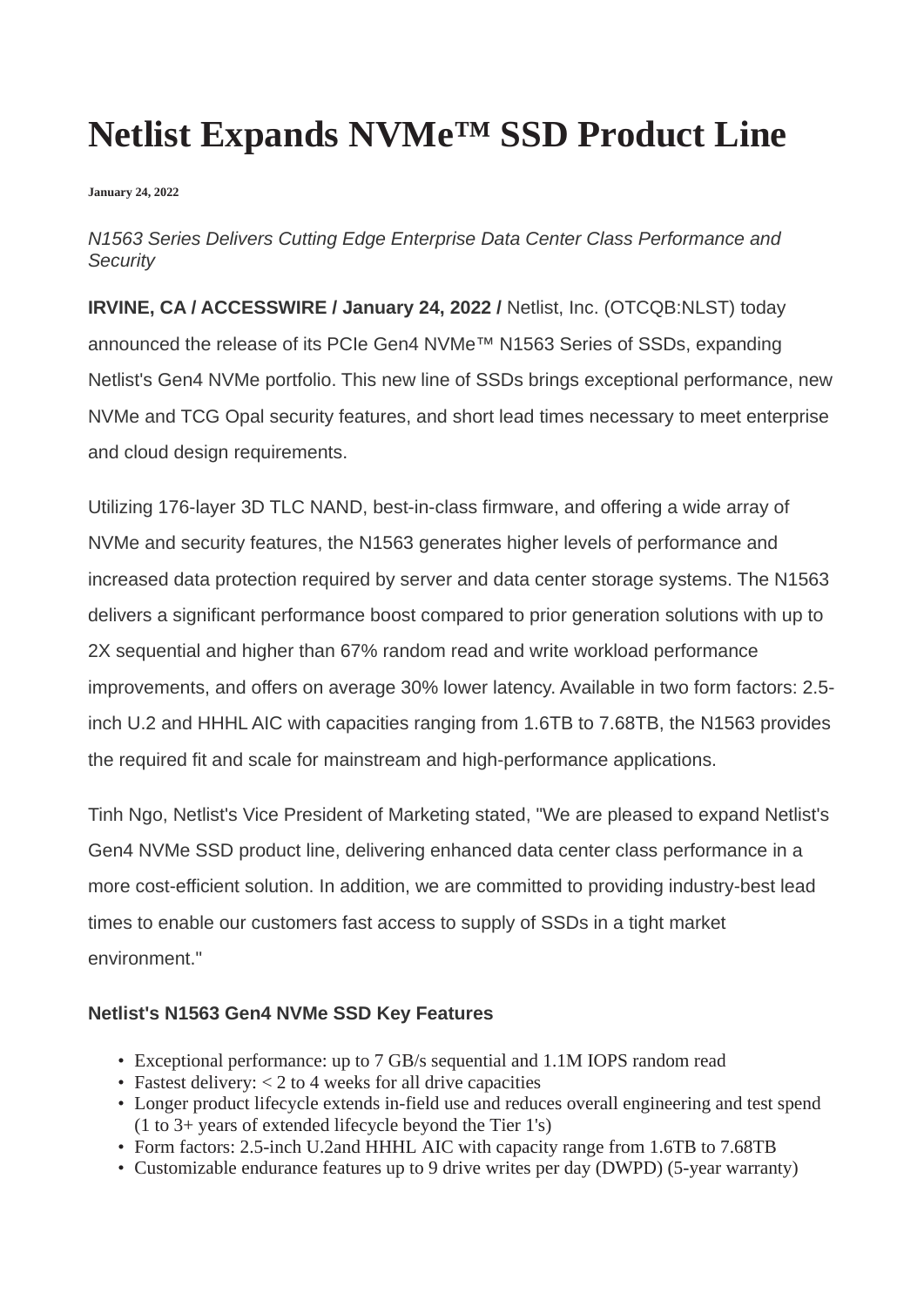# Netlist Expands NVMe™ SSD Product Line

**January 24, 2022**

*N1563 Series Delivers Cutting Edge Enterprise Data Center Class Performance and Security*

**IRVINE, CA / ACCESSWIRE / January 24, 2022 /** Netlist, Inc. (OTCQB:NLST) today announced the release of its PCIe Gen4 NVMe™ N1563 Series of SSDs, expanding Netlist's Gen4 NVMe portfolio. This new line of SSDs brings exceptional performance, new NVMe and TCG Opal security features, and short lead times necessary to meet enterprise and cloud design requirements.

Utilizing 176-layer 3D TLC NAND, best-in-class firmware, and offering a wide array of NVMe and security features, the N1563 generates higher levels of performance and increased data protection required by server and data center storage systems. The N1563 delivers a significant performance boost compared to prior generation solutions with up to 2X sequential and higher than 67% random read and write workload performance improvements, and offers on average 30% lower latency. Available in two form factors: 2.5-inch U.2 and HHHL AIC with capacities ranging from 1.6TB to 7.68TB, the N1563 provides the required fit and scale for mainstream and high-performance applications.

Tinh Ngo, Netlist's Vice President of Marketing stated, "We are pleased to expand Netlist's Gen4 NVMe SSD product line, delivering enhanced data center class performance in a more cost-efficient solution. In addition, we are committed to providing industry-best lead times to enable our customers fast access to supply of SSDs in a tight market environment."

### Netlist's N1563 Gen4 NVMe SSD Key Features

- Exceptional performance: up to 7 GB/s sequential and 1.1M IOPS random read
- Fastest delivery: < 2 to 4 weeks for all drive capacities
- Longer product lifecycle extends in-field use and reduces overall engineering and test spend (1 to 3+ years of extended lifecycle beyond the Tier 1's)
- Form factors: 2.5-inch U.2and HHHL AIC with capacity range from 1.6TB to 7.68TB
- Customizable endurance features up to 9 drive writes per day (DWPD) (5-year warranty)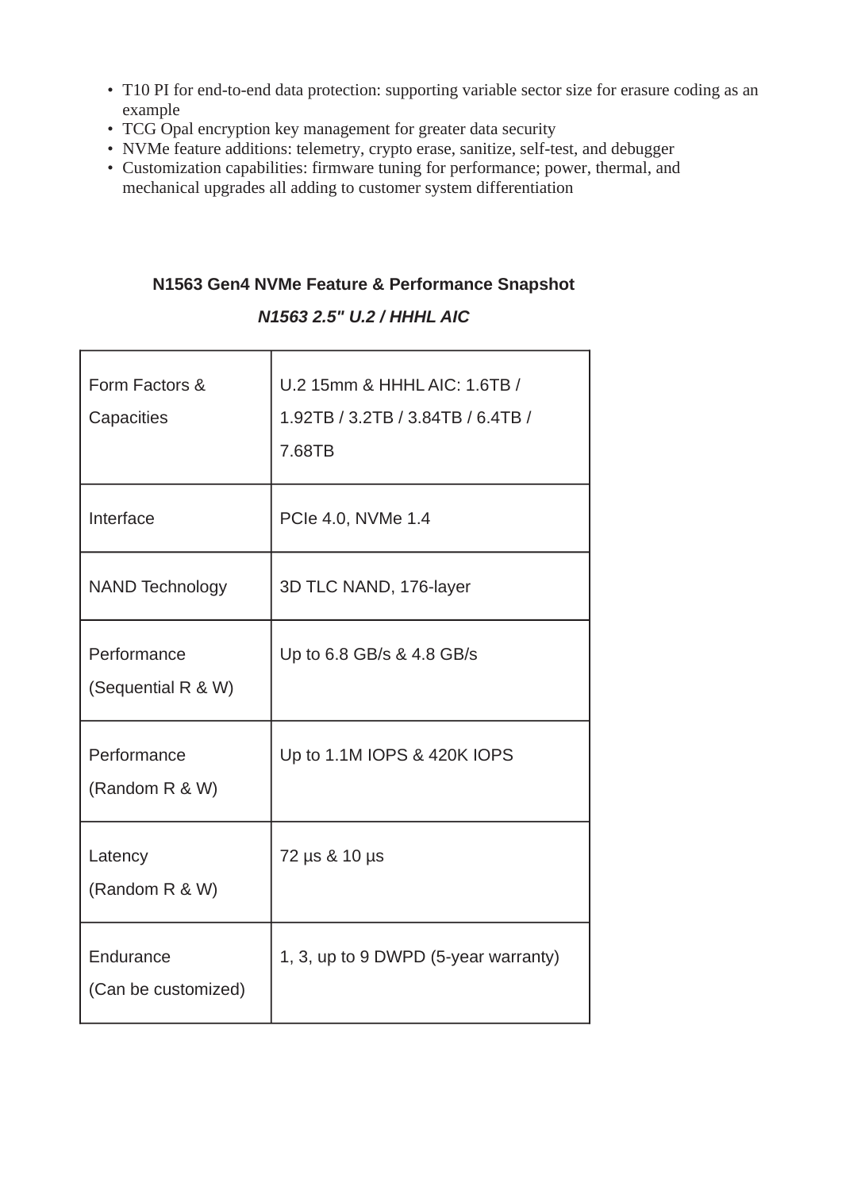- T10 PI for end-to-end data protection: supporting variable sector size for erasure coding as an example
- TCG Opal encryption key management for greater data security
- NVMe feature additions: telemetry, crypto erase, sanitize, self-test, and debugger
- Customization capabilities: firmware tuning for performance; power, thermal, and mechanical upgrades all adding to customer system differentiation

**N1563 Gen4 NVMe Feature & Performance Snapshot**

***N1563 2.5" U.2 / HHHL AIC***

| | |
|---|---|
| Form Factors & Capacities | U.2 15mm & HHHL AIC: 1.6TB / 1.92TB / 3.2TB / 3.84TB / 6.4TB / 7.68TB |
| Interface | PCIe 4.0, NVMe 1.4 |
| NAND Technology | 3D TLC NAND, 176-layer |
| Performance (Sequential R & W) | Up to 6.8 GB/s & 4.8 GB/s |
| Performance (Random R & W) | Up to 1.1M IOPS & 420K IOPS |
| Latency (Random R & W) | 72 µs & 10 µs |
| Endurance (Can be customized) | 1, 3, up to 9 DWPD (5-year warranty) |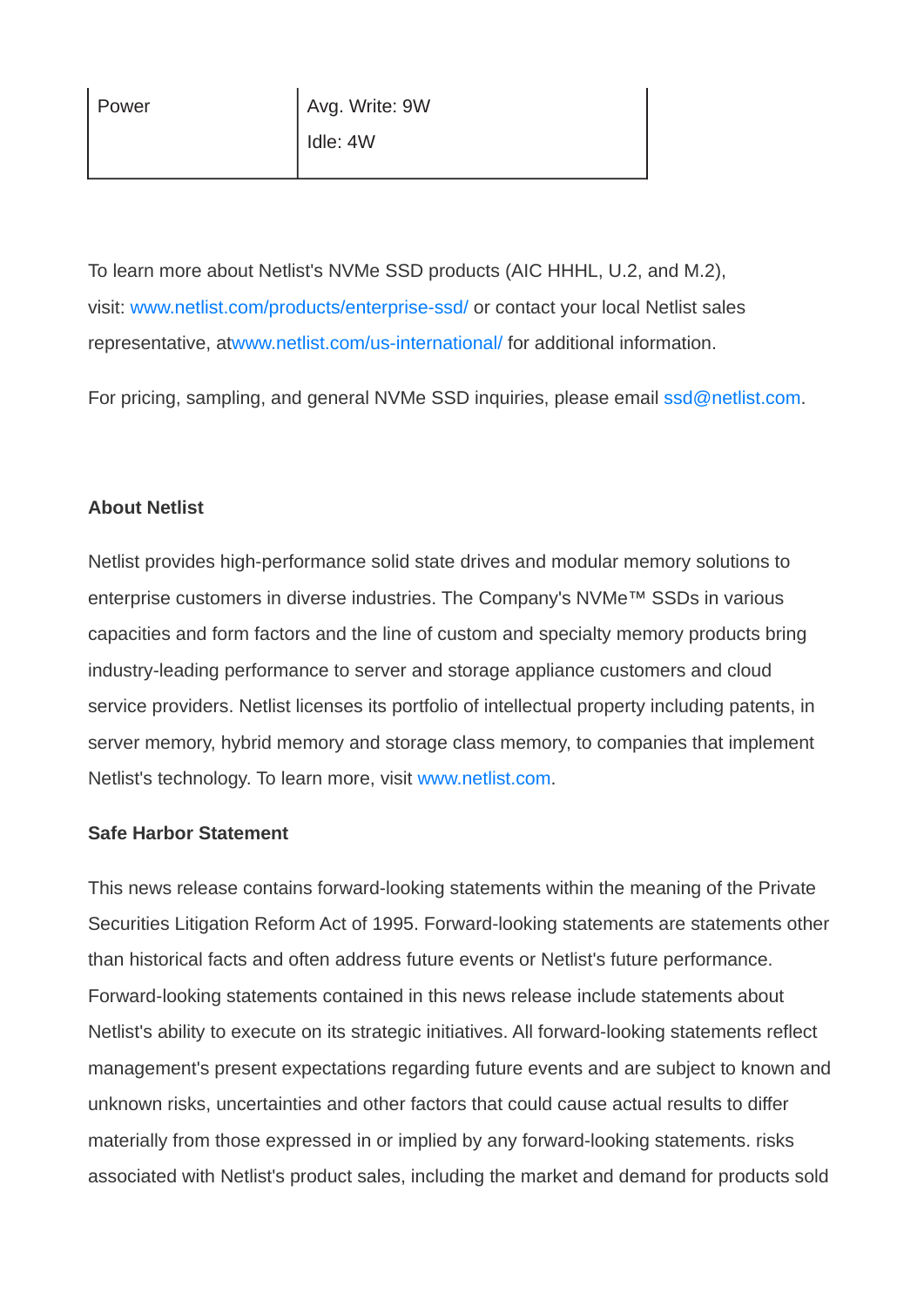| Power | Avg. Write: 9W<br>Idle: 4W |
|---|---|

To learn more about Netlist's NVMe SSD products (AIC HHHL, U.2, and M.2), visit: www.netlist.com/products/enterprise-ssd/ or contact your local Netlist sales representative, atwww.netlist.com/us-international/ for additional information.

For pricing, sampling, and general NVMe SSD inquiries, please email ssd@netlist.com.

**About Netlist**

Netlist provides high-performance solid state drives and modular memory solutions to enterprise customers in diverse industries. The Company's NVMe™ SSDs in various capacities and form factors and the line of custom and specialty memory products bring industry-leading performance to server and storage appliance customers and cloud service providers. Netlist licenses its portfolio of intellectual property including patents, in server memory, hybrid memory and storage class memory, to companies that implement Netlist's technology. To learn more, visit www.netlist.com.

**Safe Harbor Statement**

This news release contains forward-looking statements within the meaning of the Private Securities Litigation Reform Act of 1995. Forward-looking statements are statements other than historical facts and often address future events or Netlist's future performance. Forward-looking statements contained in this news release include statements about Netlist's ability to execute on its strategic initiatives. All forward-looking statements reflect management's present expectations regarding future events and are subject to known and unknown risks, uncertainties and other factors that could cause actual results to differ materially from those expressed in or implied by any forward-looking statements. risks associated with Netlist's product sales, including the market and demand for products sold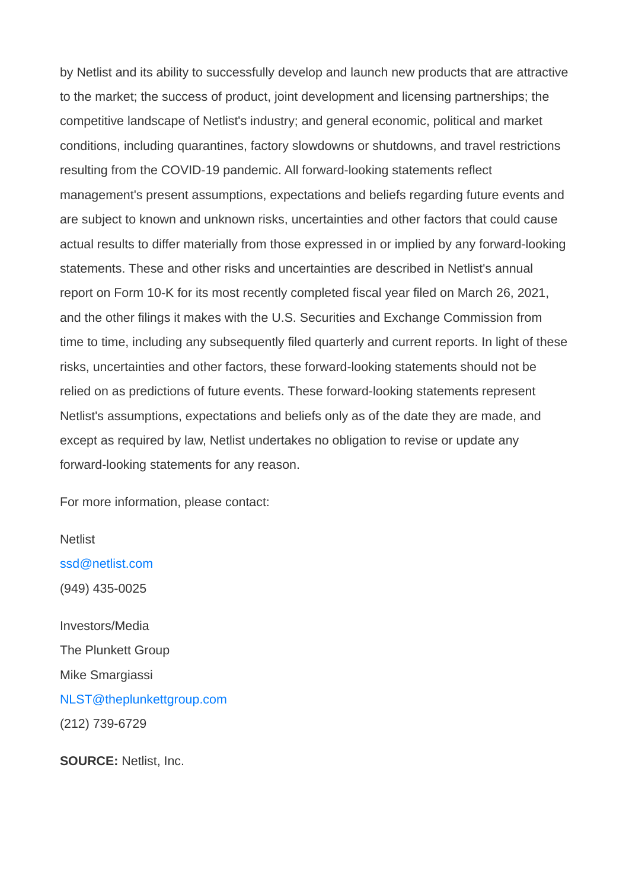by Netlist and its ability to successfully develop and launch new products that are attractive to the market; the success of product, joint development and licensing partnerships; the competitive landscape of Netlist's industry; and general economic, political and market conditions, including quarantines, factory slowdowns or shutdowns, and travel restrictions resulting from the COVID-19 pandemic. All forward-looking statements reflect management's present assumptions, expectations and beliefs regarding future events and are subject to known and unknown risks, uncertainties and other factors that could cause actual results to differ materially from those expressed in or implied by any forward-looking statements. These and other risks and uncertainties are described in Netlist's annual report on Form 10-K for its most recently completed fiscal year filed on March 26, 2021, and the other filings it makes with the U.S. Securities and Exchange Commission from time to time, including any subsequently filed quarterly and current reports. In light of these risks, uncertainties and other factors, these forward-looking statements should not be relied on as predictions of future events. These forward-looking statements represent Netlist's assumptions, expectations and beliefs only as of the date they are made, and except as required by law, Netlist undertakes no obligation to revise or update any forward-looking statements for any reason.

For more information, please contact:

Netlist
ssd@netlist.com
(949) 435-0025

Investors/Media
The Plunkett Group
Mike Smargiassi
NLST@theplunkettgroup.com
(212) 739-6729

**SOURCE:** Netlist, Inc.